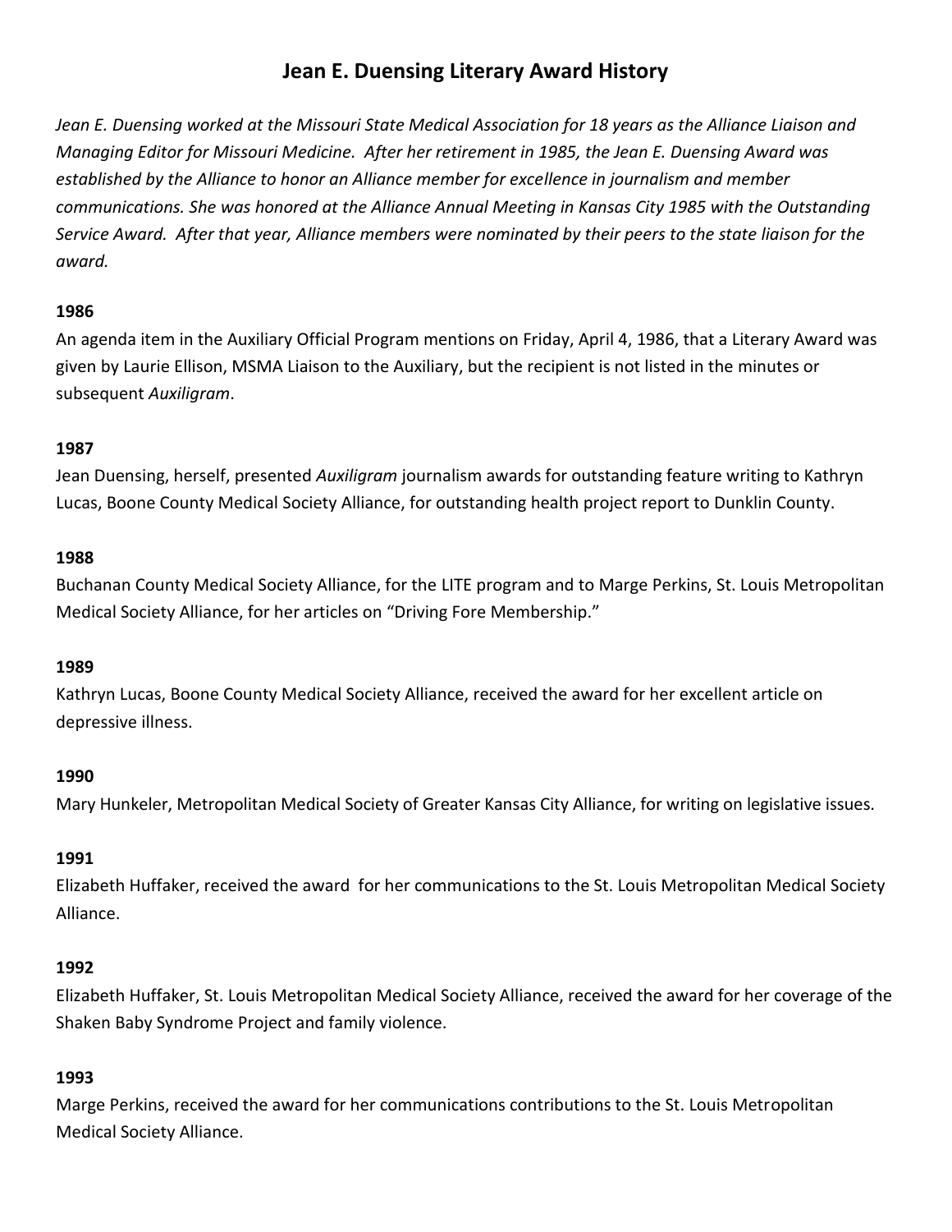# Jean E. Duensing Literary Award History

*Jean E. Duensing worked at the Missouri State Medical Association for 18 years as the Alliance Liaison and Managing Editor for Missouri Medicine. After her retirement in 1985, the Jean E. Duensing Award was established by the Alliance to honor an Alliance member for excellence in journalism and member communications. She was honored at the Alliance Annual Meeting in Kansas City 1985 with the Outstanding Service Award. After that year, Alliance members were nominated by their peers to the state liaison for the award.*

**1986**

An agenda item in the Auxiliary Official Program mentions on Friday, April 4, 1986, that a Literary Award was given by Laurie Ellison, MSMA Liaison to the Auxiliary, but the recipient is not listed in the minutes or subsequent *Auxiligram*.

**1987**

Jean Duensing, herself, presented *Auxiligram* journalism awards for outstanding feature writing to Kathryn Lucas, Boone County Medical Society Alliance, for outstanding health project report to Dunklin County.

**1988**

Buchanan County Medical Society Alliance, for the LITE program and to Marge Perkins, St. Louis Metropolitan Medical Society Alliance, for her articles on "Driving Fore Membership."

**1989**

Kathryn Lucas, Boone County Medical Society Alliance, received the award for her excellent article on depressive illness.

**1990**

Mary Hunkeler, Metropolitan Medical Society of Greater Kansas City Alliance, for writing on legislative issues.

**1991**

Elizabeth Huffaker, received the award for her communications to the St. Louis Metropolitan Medical Society Alliance.

**1992**

Elizabeth Huffaker, St. Louis Metropolitan Medical Society Alliance, received the award for her coverage of the Shaken Baby Syndrome Project and family violence.

**1993**

Marge Perkins, received the award for her communications contributions to the St. Louis Metropolitan Medical Society Alliance.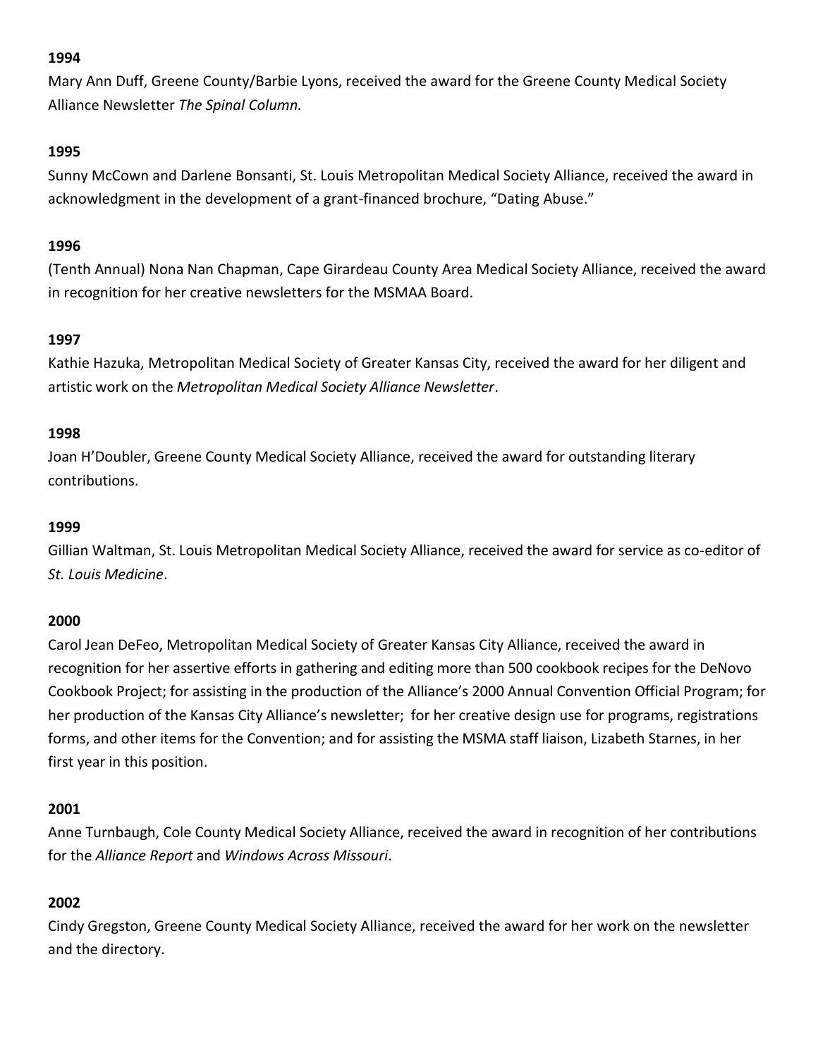**1994**

Mary Ann Duff, Greene County/Barbie Lyons, received the award for the Greene County Medical Society Alliance Newsletter *The Spinal Column.*

**1995**

Sunny McCown and Darlene Bonsanti, St. Louis Metropolitan Medical Society Alliance, received the award in acknowledgment in the development of a grant-financed brochure, "Dating Abuse."

**1996**

(Tenth Annual) Nona Nan Chapman, Cape Girardeau County Area Medical Society Alliance, received the award in recognition for her creative newsletters for the MSMAA Board.

**1997**

Kathie Hazuka, Metropolitan Medical Society of Greater Kansas City, received the award for her diligent and artistic work on the *Metropolitan Medical Society Alliance Newsletter*.

**1998**

Joan H'Doubler, Greene County Medical Society Alliance, received the award for outstanding literary contributions.

**1999**

Gillian Waltman, St. Louis Metropolitan Medical Society Alliance, received the award for service as co-editor of *St. Louis Medicine*.

**2000**

Carol Jean DeFeo, Metropolitan Medical Society of Greater Kansas City Alliance, received the award in recognition for her assertive efforts in gathering and editing more than 500 cookbook recipes for the DeNovo Cookbook Project; for assisting in the production of the Alliance's 2000 Annual Convention Official Program; for her production of the Kansas City Alliance's newsletter; for her creative design use for programs, registrations forms, and other items for the Convention; and for assisting the MSMA staff liaison, Lizabeth Starnes, in her first year in this position.

**2001**

Anne Turnbaugh, Cole County Medical Society Alliance, received the award in recognition of her contributions for the *Alliance Report* and *Windows Across Missouri*.

**2002**

Cindy Gregston, Greene County Medical Society Alliance, received the award for her work on the newsletter and the directory.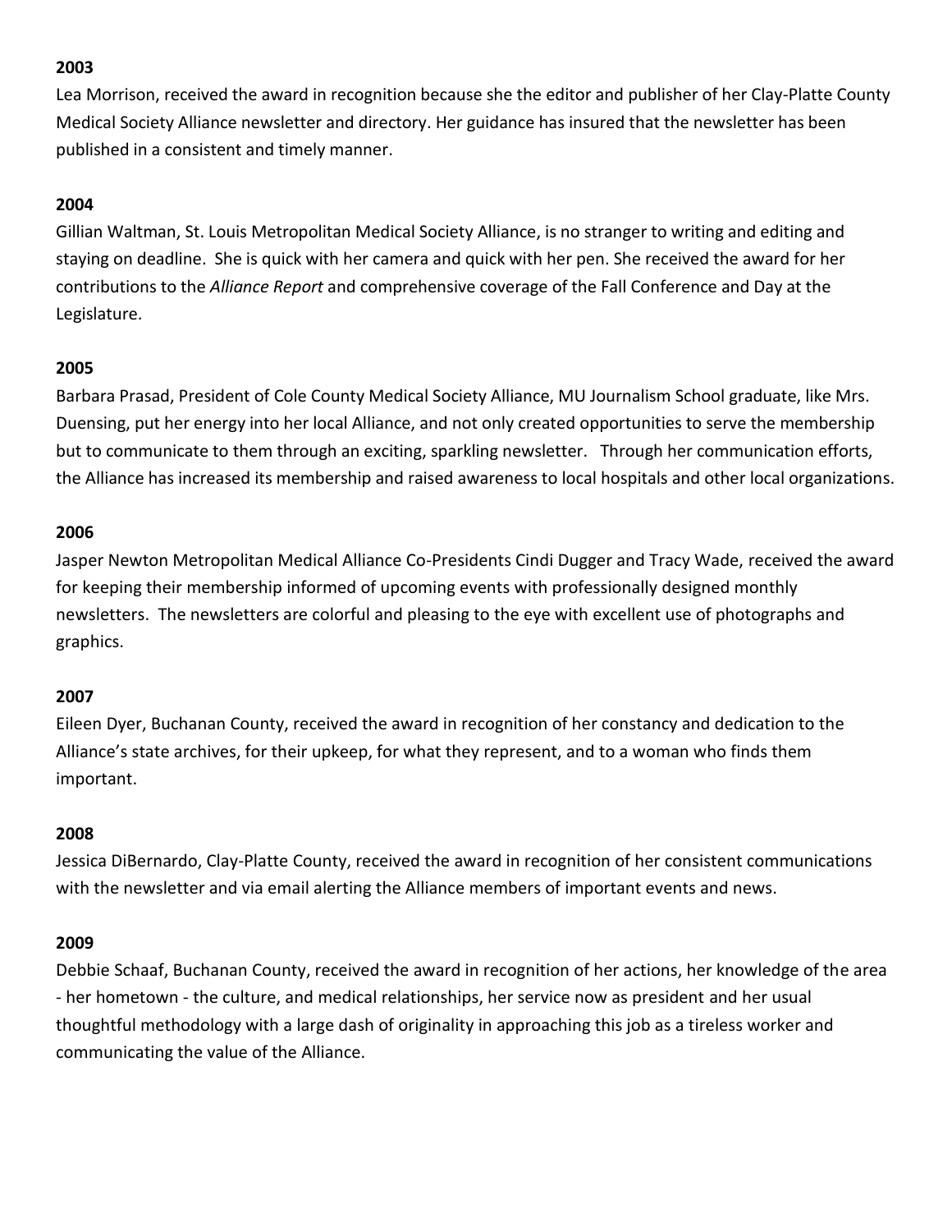**2003**

Lea Morrison, received the award in recognition because she the editor and publisher of her Clay-Platte County Medical Society Alliance newsletter and directory. Her guidance has insured that the newsletter has been published in a consistent and timely manner.

**2004**

Gillian Waltman, St. Louis Metropolitan Medical Society Alliance, is no stranger to writing and editing and staying on deadline. She is quick with her camera and quick with her pen. She received the award for her contributions to the *Alliance Report* and comprehensive coverage of the Fall Conference and Day at the Legislature.

**2005**

Barbara Prasad, President of Cole County Medical Society Alliance, MU Journalism School graduate, like Mrs. Duensing, put her energy into her local Alliance, and not only created opportunities to serve the membership but to communicate to them through an exciting, sparkling newsletter. Through her communication efforts, the Alliance has increased its membership and raised awareness to local hospitals and other local organizations.

**2006**

Jasper Newton Metropolitan Medical Alliance Co-Presidents Cindi Dugger and Tracy Wade, received the award for keeping their membership informed of upcoming events with professionally designed monthly newsletters. The newsletters are colorful and pleasing to the eye with excellent use of photographs and graphics.

**2007**

Eileen Dyer, Buchanan County, received the award in recognition of her constancy and dedication to the Alliance's state archives, for their upkeep, for what they represent, and to a woman who finds them important.

**2008**

Jessica DiBernardo, Clay-Platte County, received the award in recognition of her consistent communications with the newsletter and via email alerting the Alliance members of important events and news.

**2009**

Debbie Schaaf, Buchanan County, received the award in recognition of her actions, her knowledge of the area - her hometown - the culture, and medical relationships, her service now as president and her usual thoughtful methodology with a large dash of originality in approaching this job as a tireless worker and communicating the value of the Alliance.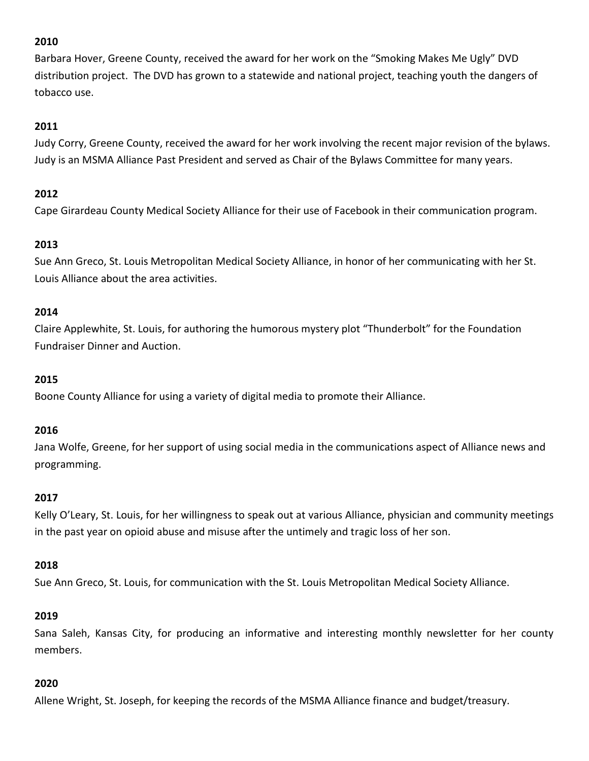**2010**

Barbara Hover, Greene County, received the award for her work on the "Smoking Makes Me Ugly" DVD distribution project. The DVD has grown to a statewide and national project, teaching youth the dangers of tobacco use.

**2011**

Judy Corry, Greene County, received the award for her work involving the recent major revision of the bylaws. Judy is an MSMA Alliance Past President and served as Chair of the Bylaws Committee for many years.

**2012**

Cape Girardeau County Medical Society Alliance for their use of Facebook in their communication program.

**2013**

Sue Ann Greco, St. Louis Metropolitan Medical Society Alliance, in honor of her communicating with her St. Louis Alliance about the area activities.

**2014**

Claire Applewhite, St. Louis, for authoring the humorous mystery plot "Thunderbolt" for the Foundation Fundraiser Dinner and Auction.

**2015**

Boone County Alliance for using a variety of digital media to promote their Alliance.

**2016**

Jana Wolfe, Greene, for her support of using social media in the communications aspect of Alliance news and programming.

**2017**

Kelly O'Leary, St. Louis, for her willingness to speak out at various Alliance, physician and community meetings in the past year on opioid abuse and misuse after the untimely and tragic loss of her son.

**2018**

Sue Ann Greco, St. Louis, for communication with the St. Louis Metropolitan Medical Society Alliance.

**2019**

Sana Saleh, Kansas City, for producing an informative and interesting monthly newsletter for her county members.

**2020**

Allene Wright, St. Joseph, for keeping the records of the MSMA Alliance finance and budget/treasury.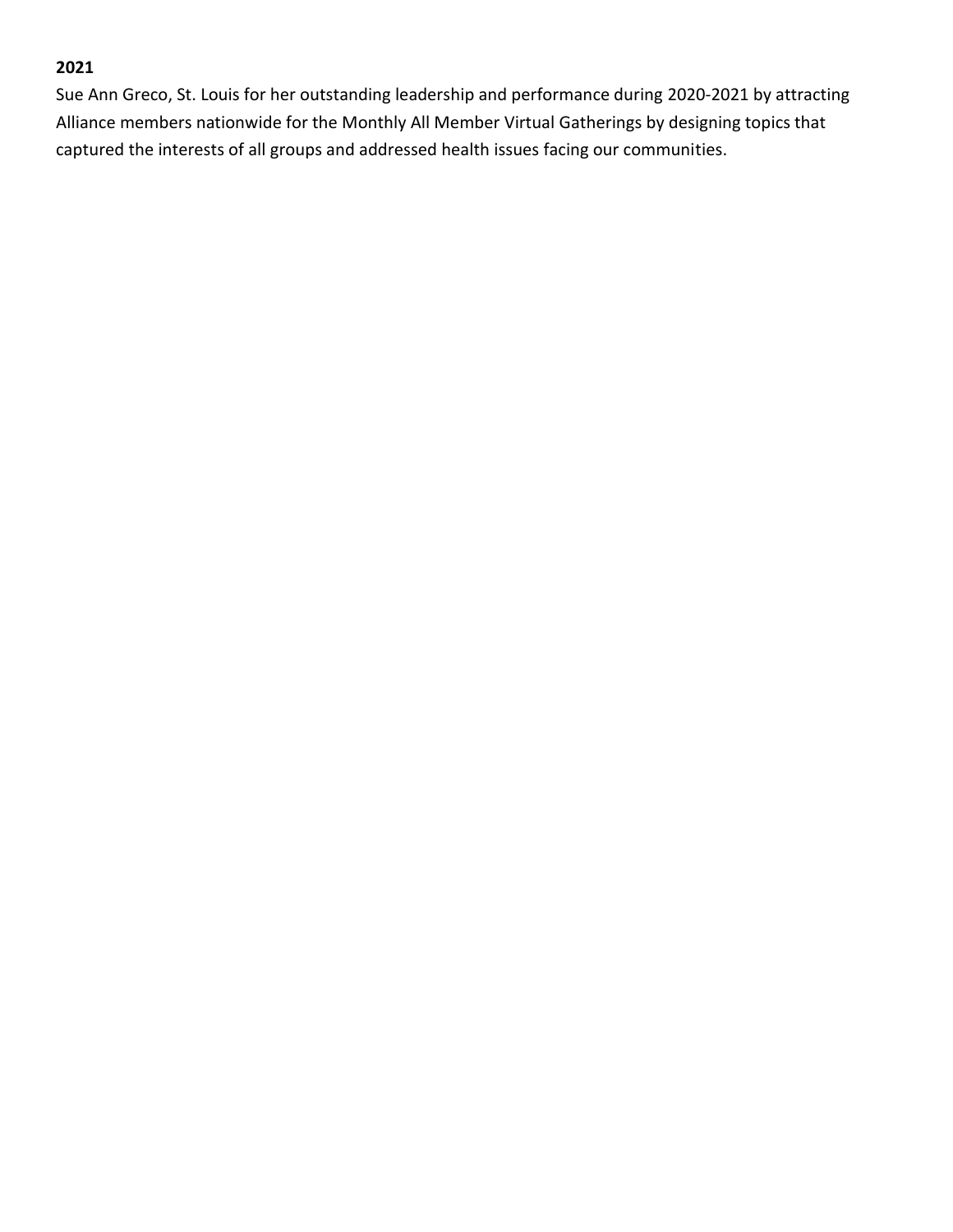**2021**

Sue Ann Greco, St. Louis for her outstanding leadership and performance during 2020-2021 by attracting Alliance members nationwide for the Monthly All Member Virtual Gatherings by designing topics that captured the interests of all groups and addressed health issues facing our communities.